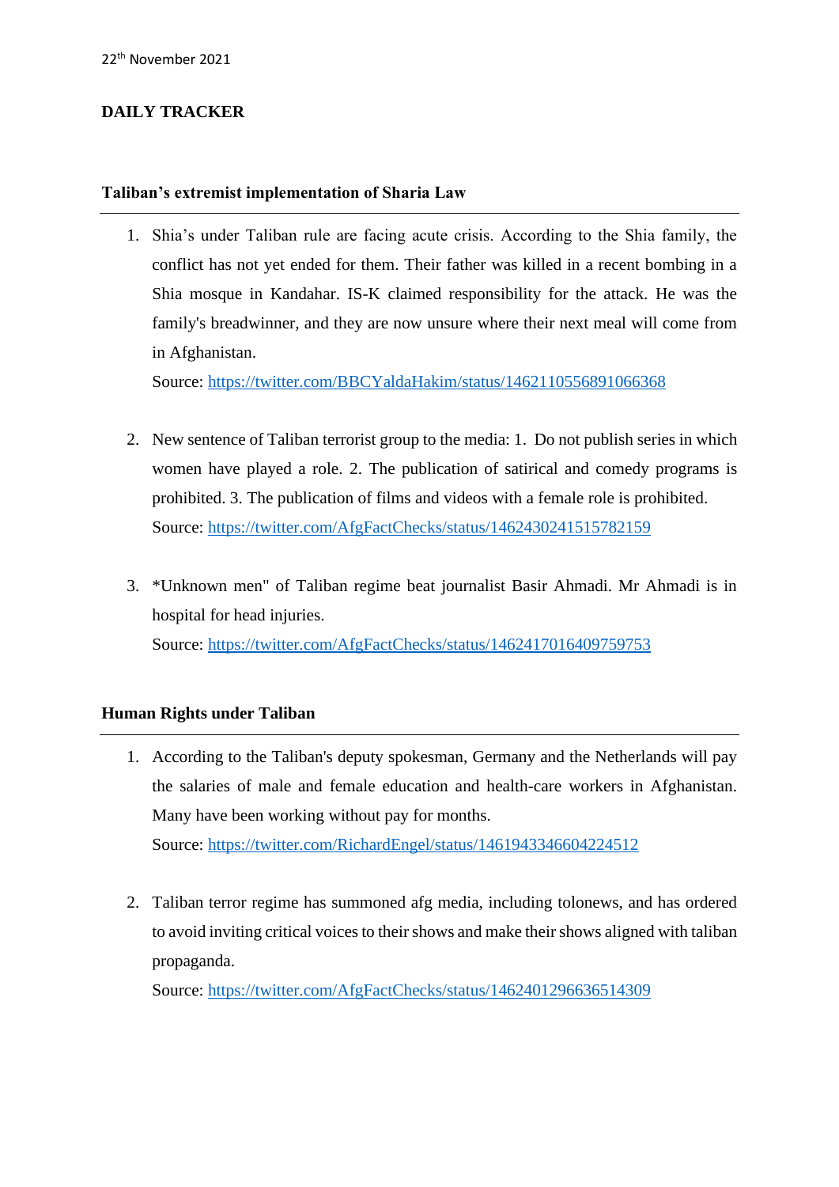22th November 2021

# DAILY TRACKER

## Taliban's extremist implementation of Sharia Law

1. Shia's under Taliban rule are facing acute crisis. According to the Shia family, the conflict has not yet ended for them. Their father was killed in a recent bombing in a Shia mosque in Kandahar. IS-K claimed responsibility for the attack. He was the family's breadwinner, and they are now unsure where their next meal will come from in Afghanistan.
   Source: https://twitter.com/BBCYaldaHakim/status/1462110556891066368

2. New sentence of Taliban terrorist group to the media: 1. Do not publish series in which women have played a role. 2. The publication of satirical and comedy programs is prohibited. 3. The publication of films and videos with a female role is prohibited.
   Source: https://twitter.com/AfgFactChecks/status/1462430241515782159

3. *Unknown men" of Taliban regime beat journalist Basir Ahmadi. Mr Ahmadi is in hospital for head injuries.
   Source: https://twitter.com/AfgFactChecks/status/1462417016409759753

## Human Rights under Taliban

1. According to the Taliban's deputy spokesman, Germany and the Netherlands will pay the salaries of male and female education and health-care workers in Afghanistan. Many have been working without pay for months.
   Source: https://twitter.com/RichardEngel/status/1461943346604224512

2. Taliban terror regime has summoned afg media, including tolonews, and has ordered to avoid inviting critical voices to their shows and make their shows aligned with taliban propaganda.
   Source: https://twitter.com/AfgFactChecks/status/1462401296636514309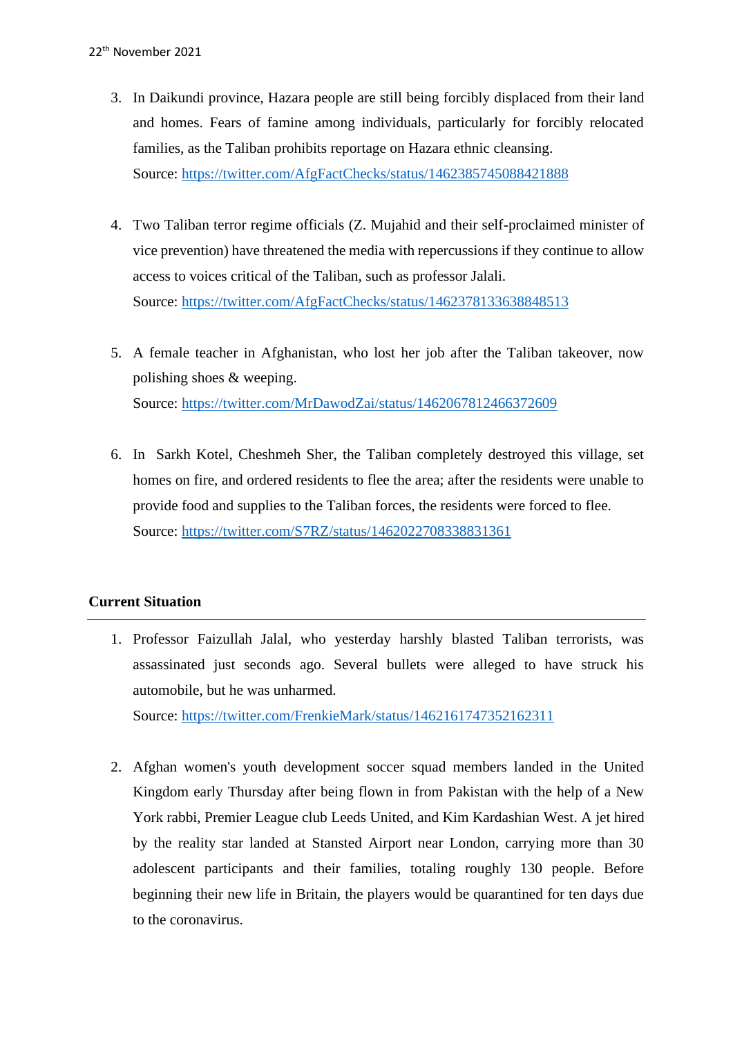22th November 2021

3. In Daikundi province, Hazara people are still being forcibly displaced from their land and homes. Fears of famine among individuals, particularly for forcibly relocated families, as the Taliban prohibits reportage on Hazara ethnic cleansing.
   Source: https://twitter.com/AfgFactChecks/status/1462385745088421888

4. Two Taliban terror regime officials (Z. Mujahid and their self-proclaimed minister of vice prevention) have threatened the media with repercussions if they continue to allow access to voices critical of the Taliban, such as professor Jalali.
   Source: https://twitter.com/AfgFactChecks/status/1462378133638848513

5. A female teacher in Afghanistan, who lost her job after the Taliban takeover, now polishing shoes & weeping.
   Source: https://twitter.com/MrDawodZai/status/1462067812466372609

6. In Sarkh Kotel, Cheshmeh Sher, the Taliban completely destroyed this village, set homes on fire, and ordered residents to flee the area; after the residents were unable to provide food and supplies to the Taliban forces, the residents were forced to flee.
   Source: https://twitter.com/S7RZ/status/1462022708338831361

**Current Situation**

1. Professor Faizullah Jalal, who yesterday harshly blasted Taliban terrorists, was assassinated just seconds ago. Several bullets were alleged to have struck his automobile, but he was unharmed.
   Source: https://twitter.com/FrenkieMark/status/1462161747352162311

2. Afghan women's youth development soccer squad members landed in the United Kingdom early Thursday after being flown in from Pakistan with the help of a New York rabbi, Premier League club Leeds United, and Kim Kardashian West. A jet hired by the reality star landed at Stansted Airport near London, carrying more than 30 adolescent participants and their families, totaling roughly 130 people. Before beginning their new life in Britain, the players would be quarantined for ten days due to the coronavirus.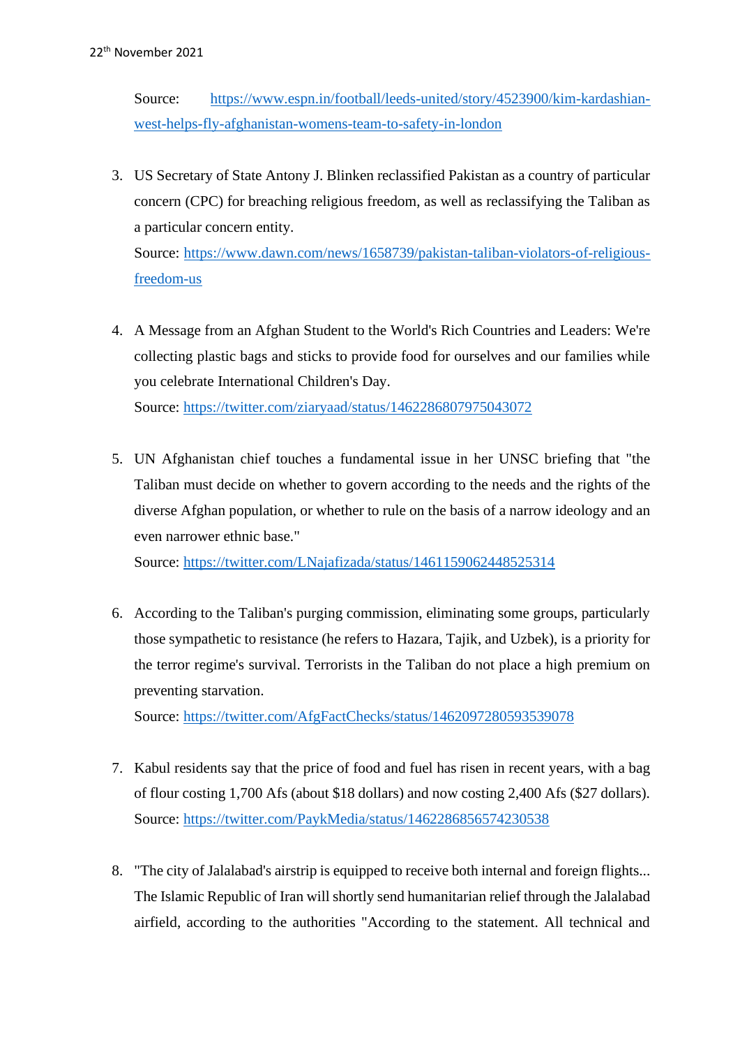22th November 2021

Source: https://www.espn.in/football/leeds-united/story/4523900/kim-kardashian-west-helps-fly-afghanistan-womens-team-to-safety-in-london

3. US Secretary of State Antony J. Blinken reclassified Pakistan as a country of particular concern (CPC) for breaching religious freedom, as well as reclassifying the Taliban as a particular concern entity.
   Source: https://www.dawn.com/news/1658739/pakistan-taliban-violators-of-religious-freedom-us

4. A Message from an Afghan Student to the World's Rich Countries and Leaders: We're collecting plastic bags and sticks to provide food for ourselves and our families while you celebrate International Children's Day.
   Source: https://twitter.com/ziaryaad/status/1462286807975043072

5. UN Afghanistan chief touches a fundamental issue in her UNSC briefing that "the Taliban must decide on whether to govern according to the needs and the rights of the diverse Afghan population, or whether to rule on the basis of a narrow ideology and an even narrower ethnic base."
   Source: https://twitter.com/LNajafizada/status/1461159062448525314

6. According to the Taliban's purging commission, eliminating some groups, particularly those sympathetic to resistance (he refers to Hazara, Tajik, and Uzbek), is a priority for the terror regime's survival. Terrorists in the Taliban do not place a high premium on preventing starvation.
   Source: https://twitter.com/AfgFactChecks/status/1462097280593539078

7. Kabul residents say that the price of food and fuel has risen in recent years, with a bag of flour costing 1,700 Afs (about $18 dollars) and now costing 2,400 Afs ($27 dollars).
   Source: https://twitter.com/PaykMedia/status/1462286856574230538

8. "The city of Jalalabad's airstrip is equipped to receive both internal and foreign flights... The Islamic Republic of Iran will shortly send humanitarian relief through the Jalalabad airfield, according to the authorities "According to the statement. All technical and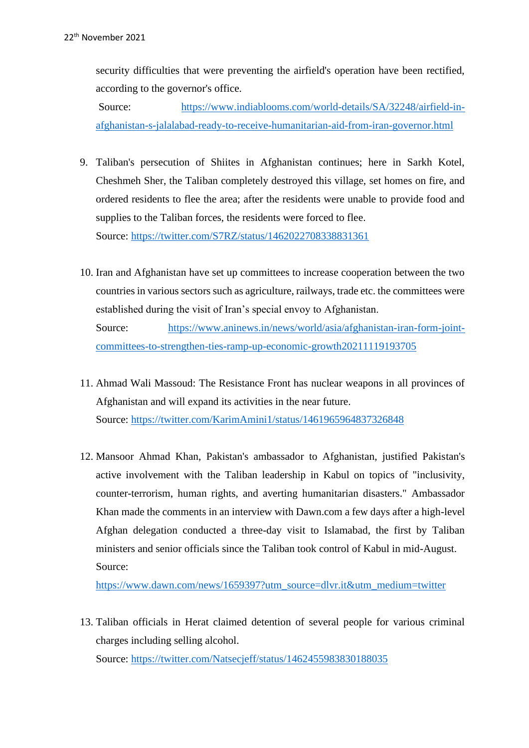security difficulties that were preventing the airfield's operation have been rectified, according to the governor's office.

Source: https://www.indiablooms.com/world-details/SA/32248/airfield-in-afghanistan-s-jalalabad-ready-to-receive-humanitarian-aid-from-iran-governor.html

9. Taliban's persecution of Shiites in Afghanistan continues; here in Sarkh Kotel, Cheshmeh Sher, the Taliban completely destroyed this village, set homes on fire, and ordered residents to flee the area; after the residents were unable to provide food and supplies to the Taliban forces, the residents were forced to flee.
   Source: https://twitter.com/S7RZ/status/1462022708338831361

10. Iran and Afghanistan have set up committees to increase cooperation between the two countries in various sectors such as agriculture, railways, trade etc. the committees were established during the visit of Iran's special envoy to Afghanistan.
    Source: https://www.aninews.in/news/world/asia/afghanistan-iran-form-joint-committees-to-strengthen-ties-ramp-up-economic-growth20211119193705

11. Ahmad Wali Massoud: The Resistance Front has nuclear weapons in all provinces of Afghanistan and will expand its activities in the near future.
    Source: https://twitter.com/KarimAmini1/status/1461965964837326848

12. Mansoor Ahmad Khan, Pakistan's ambassador to Afghanistan, justified Pakistan's active involvement with the Taliban leadership in Kabul on topics of "inclusivity, counter-terrorism, human rights, and averting humanitarian disasters." Ambassador Khan made the comments in an interview with Dawn.com a few days after a high-level Afghan delegation conducted a three-day visit to Islamabad, the first by Taliban ministers and senior officials since the Taliban took control of Kabul in mid-August.
    Source:
    https://www.dawn.com/news/1659397?utm_source=dlvr.it&utm_medium=twitter

13. Taliban officials in Herat claimed detention of several people for various criminal charges including selling alcohol.
    Source: https://twitter.com/Natsecjeff/status/1462455983830188035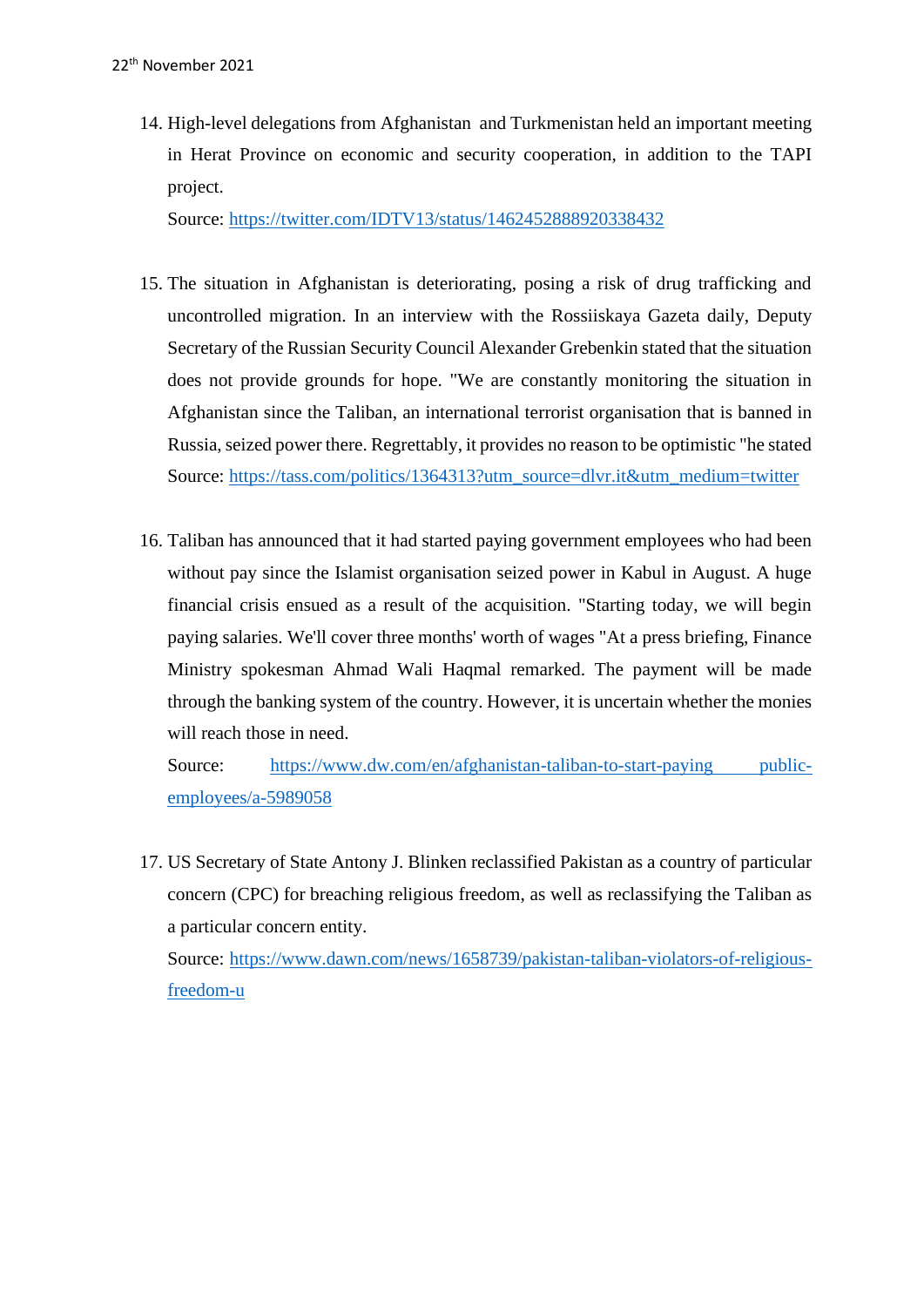22[th] November 2021

14. High-level delegations from Afghanistan and Turkmenistan held an important meeting in Herat Province on economic and security cooperation, in addition to the TAPI project.
    Source: https://twitter.com/IDTV13/status/1462452888920338432

15. The situation in Afghanistan is deteriorating, posing a risk of drug trafficking and uncontrolled migration. In an interview with the Rossiiskaya Gazeta daily, Deputy Secretary of the Russian Security Council Alexander Grebenkin stated that the situation does not provide grounds for hope. "We are constantly monitoring the situation in Afghanistan since the Taliban, an international terrorist organisation that is banned in Russia, seized power there. Regrettably, it provides no reason to be optimistic "he stated
    Source: https://tass.com/politics/1364313?utm_source=dlvr.it&utm_medium=twitter

16. Taliban has announced that it had started paying government employees who had been without pay since the Islamist organisation seized power in Kabul in August. A huge financial crisis ensued as a result of the acquisition. "Starting today, we will begin paying salaries. We'll cover three months' worth of wages "At a press briefing, Finance Ministry spokesman Ahmad Wali Haqmal remarked. The payment will be made through the banking system of the country. However, it is uncertain whether the monies will reach those in need.
    Source: https://www.dw.com/en/afghanistan-taliban-to-start-paying public-employees/a-5989058

17. US Secretary of State Antony J. Blinken reclassified Pakistan as a country of particular concern (CPC) for breaching religious freedom, as well as reclassifying the Taliban as a particular concern entity.
    Source: https://www.dawn.com/news/1658739/pakistan-taliban-violators-of-religious-freedom-u